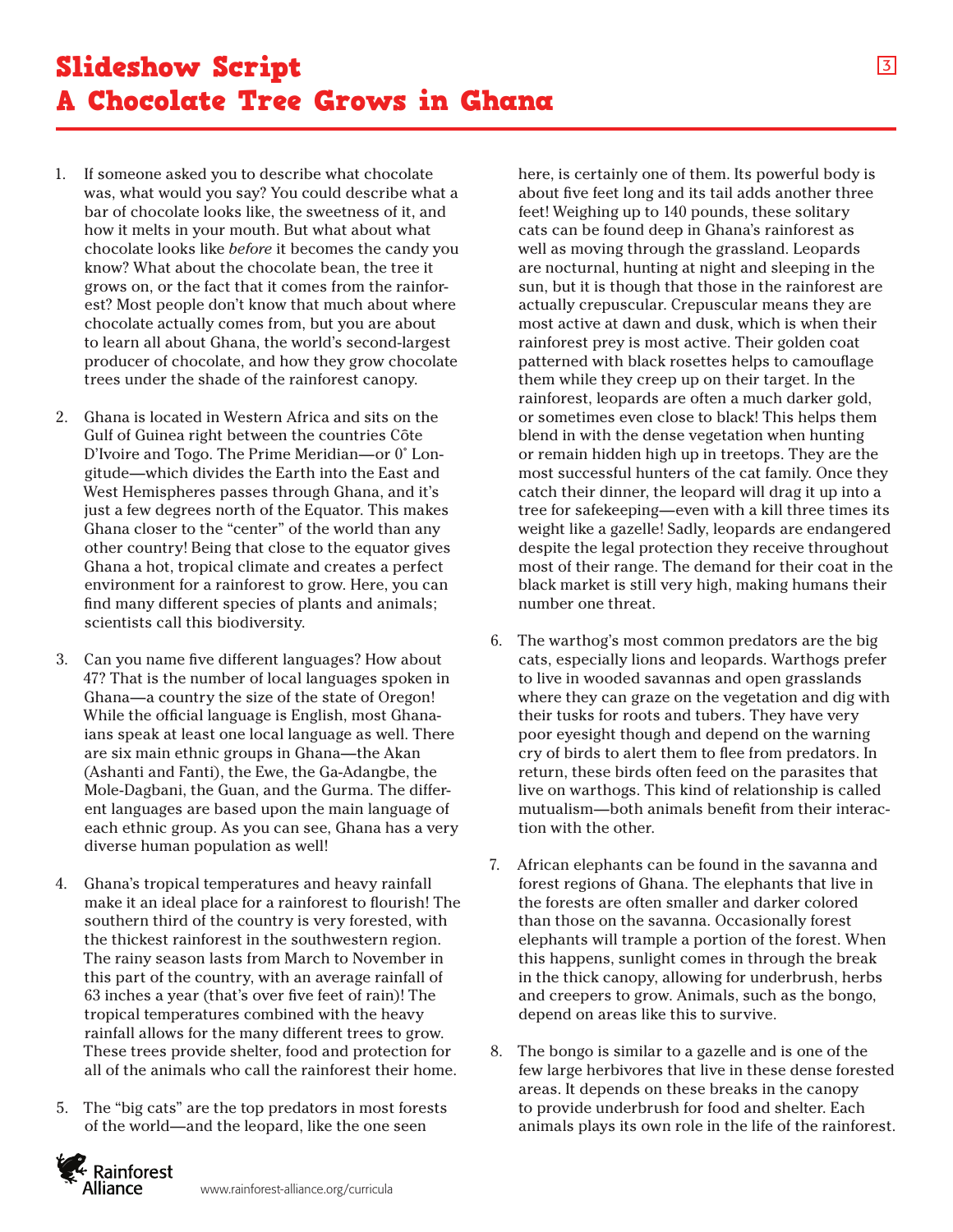# Slideshow Script
# A Chocolate Tree Grows in Ghana

1. If someone asked you to describe what chocolate was, what would you say? You could describe what a bar of chocolate looks like, the sweetness of it, and how it melts in your mouth. But what about what chocolate looks like *before* it becomes the candy you know? What about the chocolate bean, the tree it grows on, or the fact that it comes from the rainforest? Most people don't know that much about where chocolate actually comes from, but you are about to learn all about Ghana, the world's second-largest producer of chocolate, and how they grow chocolate trees under the shade of the rainforest canopy.

2. Ghana is located in Western Africa and sits on the Gulf of Guinea right between the countries Côte D'Ivoire and Togo. The Prime Meridian—or 0˚ Longitude—which divides the Earth into the East and West Hemispheres passes through Ghana, and it's just a few degrees north of the Equator. This makes Ghana closer to the "center" of the world than any other country! Being that close to the equator gives Ghana a hot, tropical climate and creates a perfect environment for a rainforest to grow. Here, you can find many different species of plants and animals; scientists call this biodiversity.

3. Can you name five different languages? How about 47? That is the number of local languages spoken in Ghana—a country the size of the state of Oregon! While the official language is English, most Ghanaians speak at least one local language as well. There are six main ethnic groups in Ghana—the Akan (Ashanti and Fanti), the Ewe, the Ga-Adangbe, the Mole-Dagbani, the Guan, and the Gurma. The different languages are based upon the main language of each ethnic group. As you can see, Ghana has a very diverse human population as well!

4. Ghana's tropical temperatures and heavy rainfall make it an ideal place for a rainforest to flourish! The southern third of the country is very forested, with the thickest rainforest in the southwestern region. The rainy season lasts from March to November in this part of the country, with an average rainfall of 63 inches a year (that's over five feet of rain)! The tropical temperatures combined with the heavy rainfall allows for the many different trees to grow. These trees provide shelter, food and protection for all of the animals who call the rainforest their home.

5. The "big cats" are the top predators in most forests of the world—and the leopard, like the one seen here, is certainly one of them. Its powerful body is about five feet long and its tail adds another three feet! Weighing up to 140 pounds, these solitary cats can be found deep in Ghana's rainforest as well as moving through the grassland. Leopards are nocturnal, hunting at night and sleeping in the sun, but it is though that those in the rainforest are actually crepuscular. Crepuscular means they are most active at dawn and dusk, which is when their rainforest prey is most active. Their golden coat patterned with black rosettes helps to camouflage them while they creep up on their target. In the rainforest, leopards are often a much darker gold, or sometimes even close to black! This helps them blend in with the dense vegetation when hunting or remain hidden high up in treetops. They are the most successful hunters of the cat family. Once they catch their dinner, the leopard will drag it up into a tree for safekeeping—even with a kill three times its weight like a gazelle! Sadly, leopards are endangered despite the legal protection they receive throughout most of their range. The demand for their coat in the black market is still very high, making humans their number one threat.

6. The warthog's most common predators are the big cats, especially lions and leopards. Warthogs prefer to live in wooded savannas and open grasslands where they can graze on the vegetation and dig with their tusks for roots and tubers. They have very poor eyesight though and depend on the warning cry of birds to alert them to flee from predators. In return, these birds often feed on the parasites that live on warthogs. This kind of relationship is called mutualism—both animals benefit from their interaction with the other.

7. African elephants can be found in the savanna and forest regions of Ghana. The elephants that live in the forests are often smaller and darker colored than those on the savanna. Occasionally forest elephants will trample a portion of the forest. When this happens, sunlight comes in through the break in the thick canopy, allowing for underbrush, herbs and creepers to grow. Animals, such as the bongo, depend on areas like this to survive.

8. The bongo is similar to a gazelle and is one of the few large herbivores that live in these dense forested areas. It depends on these breaks in the canopy to provide underbrush for food and shelter. Each animals plays its own role in the life of the rainforest.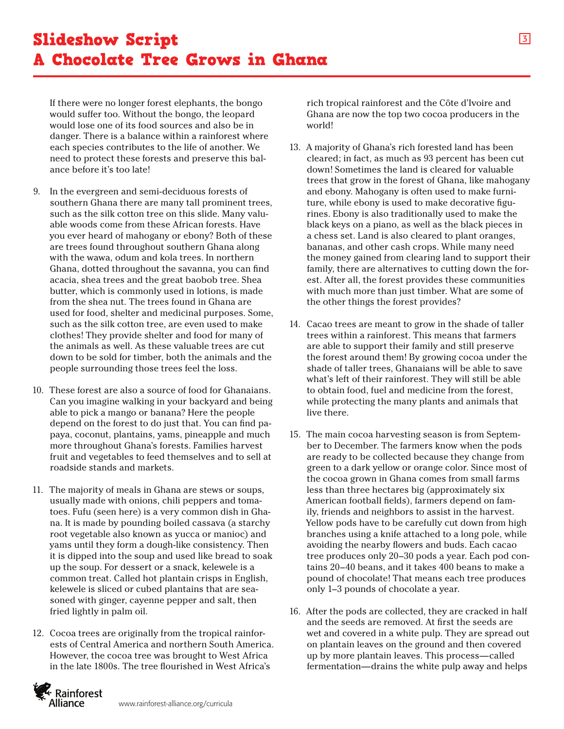If there were no longer forest elephants, the bongo would suffer too. Without the bongo, the leopard would lose one of its food sources and also be in danger. There is a balance within a rainforest where each species contributes to the life of another. We need to protect these forests and preserve this balance before it's too late!

9. In the evergreen and semi-deciduous forests of southern Ghana there are many tall prominent trees, such as the silk cotton tree on this slide. Many valuable woods come from these African forests. Have you ever heard of mahogany or ebony? Both of these are trees found throughout southern Ghana along with the wawa, odum and kola trees. In northern Ghana, dotted throughout the savanna, you can find acacia, shea trees and the great baobob tree. Shea butter, which is commonly used in lotions, is made from the shea nut. The trees found in Ghana are used for food, shelter and medicinal purposes. Some, such as the silk cotton tree, are even used to make clothes! They provide shelter and food for many of the animals as well. As these valuable trees are cut down to be sold for timber, both the animals and the people surrounding those trees feel the loss.

10. These forest are also a source of food for Ghanaians. Can you imagine walking in your backyard and being able to pick a mango or banana? Here the people depend on the forest to do just that. You can find papaya, coconut, plantains, yams, pineapple and much more throughout Ghana's forests. Families harvest fruit and vegetables to feed themselves and to sell at roadside stands and markets.

11. The majority of meals in Ghana are stews or soups, usually made with onions, chili peppers and tomatoes. Fufu (seen here) is a very common dish in Ghana. It is made by pounding boiled cassava (a starchy root vegetable also known as yucca or manioc) and yams until they form a dough-like consistency. Then it is dipped into the soup and used like bread to soak up the soup. For dessert or a snack, kelewele is a common treat. Called hot plantain crisps in English, kelewele is sliced or cubed plantains that are seasoned with ginger, cayenne pepper and salt, then fried lightly in palm oil.

12. Cocoa trees are originally from the tropical rainforests of Central America and northern South America. However, the cocoa tree was brought to West Africa in the late 1800s. The tree flourished in West Africa's rich tropical rainforest and the Côte d'Ivoire and Ghana are now the top two cocoa producers in the world!

13. A majority of Ghana's rich forested land has been cleared; in fact, as much as 93 percent has been cut down! Sometimes the land is cleared for valuable trees that grow in the forest of Ghana, like mahogany and ebony. Mahogany is often used to make furniture, while ebony is used to make decorative figurines. Ebony is also traditionally used to make the black keys on a piano, as well as the black pieces in a chess set. Land is also cleared to plant oranges, bananas, and other cash crops. While many need the money gained from clearing land to support their family, there are alternatives to cutting down the forest. After all, the forest provides these communities with much more than just timber. What are some of the other things the forest provides?

14. Cacao trees are meant to grow in the shade of taller trees within a rainforest. This means that farmers are able to support their family and still preserve the forest around them! By growing cocoa under the shade of taller trees, Ghanaians will be able to save what's left of their rainforest. They will still be able to obtain food, fuel and medicine from the forest, while protecting the many plants and animals that live there.

15. The main cocoa harvesting season is from September to December. The farmers know when the pods are ready to be collected because they change from green to a dark yellow or orange color. Since most of the cocoa grown in Ghana comes from small farms less than three hectares big (approximately six American football fields), farmers depend on family, friends and neighbors to assist in the harvest. Yellow pods have to be carefully cut down from high branches using a knife attached to a long pole, while avoiding the nearby flowers and buds. Each cacao tree produces only 20–30 pods a year. Each pod contains 20–40 beans, and it takes 400 beans to make a pound of chocolate! That means each tree produces only 1–3 pounds of chocolate a year.

16. After the pods are collected, they are cracked in half and the seeds are removed. At first the seeds are wet and covered in a white pulp. They are spread out on plantain leaves on the ground and then covered up by more plantain leaves. This process—called fermentation—drains the white pulp away and helps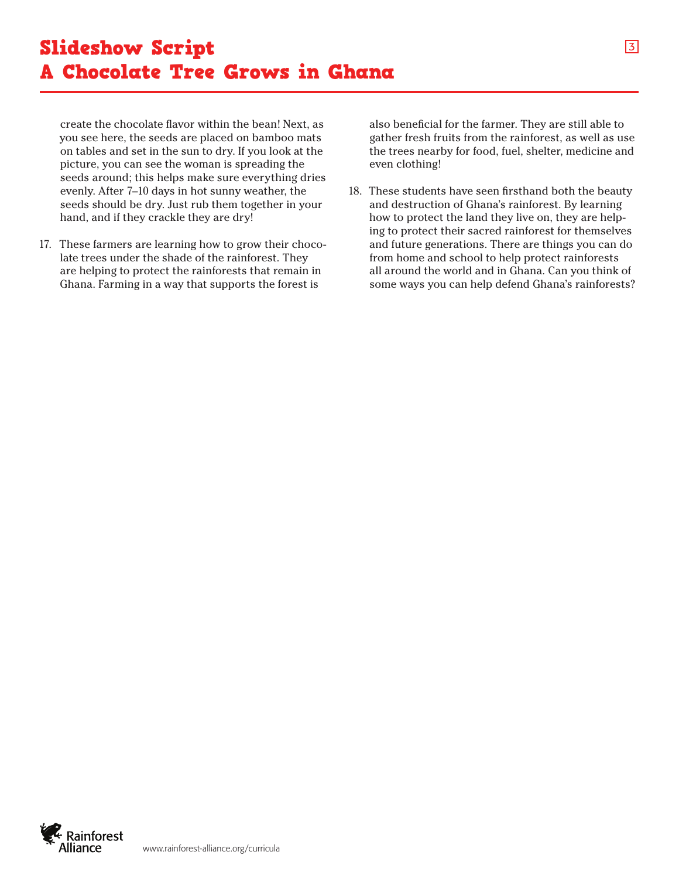create the chocolate flavor within the bean! Next, as you see here, the seeds are placed on bamboo mats on tables and set in the sun to dry. If you look at the picture, you can see the woman is spreading the seeds around; this helps make sure everything dries evenly. After 7–10 days in hot sunny weather, the seeds should be dry. Just rub them together in your hand, and if they crackle they are dry!

17. These farmers are learning how to grow their chocolate trees under the shade of the rainforest. They are helping to protect the rainforests that remain in Ghana. Farming in a way that supports the forest is also beneficial for the farmer. They are still able to gather fresh fruits from the rainforest, as well as use the trees nearby for food, fuel, shelter, medicine and even clothing!

18. These students have seen firsthand both the beauty and destruction of Ghana's rainforest. By learning how to protect the land they live on, they are helping to protect their sacred rainforest for themselves and future generations. There are things you can do from home and school to help protect rainforests all around the world and in Ghana. Can you think of some ways you can help defend Ghana's rainforests?